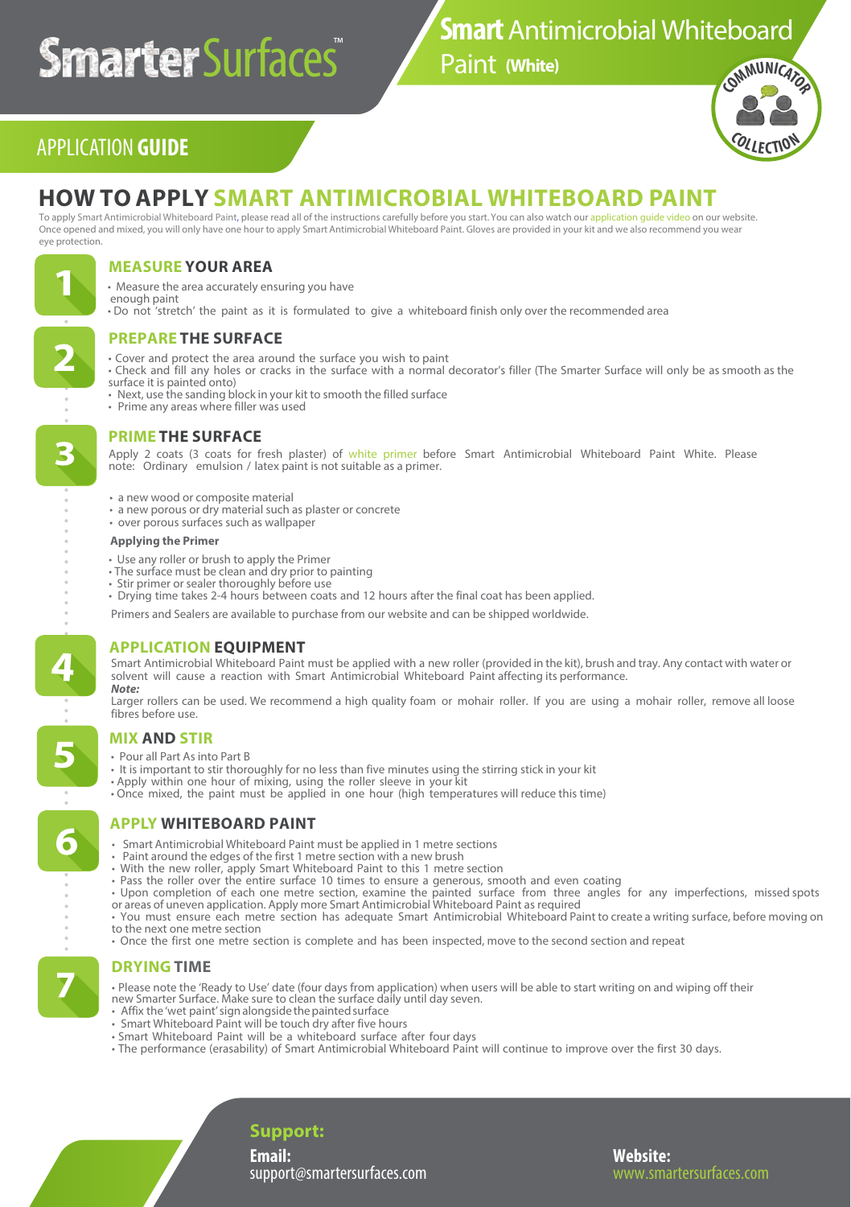# SmarterSurfaces™

## Smart Antimicrobial Whiteboard Paint (White)

COMMUNICATOR COLLECTION

APPLICATION **GUIDE**

# HOW TO APPLY SMART ANTIMICROBIAL WHITEBOARD PAINT

To apply Smart Antimicrobial Whiteboard Paint, please read all of the instructions carefully before you start. You can also watch our application guide video on our website. Once opened and mixed, you will only have one hour to apply Smart Antimicrobial Whiteboard Paint. Gloves are provided in your kit and we also recommend you wear eye protection.

## 1 MEASURE YOUR AREA

- Measure the area accurately ensuring you have enough paint
- Do not 'stretch' the paint as it is formulated to give a whiteboard finish only over the recommended area

## 2 PREPARE THE SURFACE

- Cover and protect the area around the surface you wish to paint
- Check and fill any holes or cracks in the surface with a normal decorator's filler (The Smarter Surface will only be as smooth as the surface it is painted onto)
- Next, use the sanding block in your kit to smooth the filled surface
- Prime any areas where filler was used

## 3 PRIME THE SURFACE

Apply 2 coats (3 coats for fresh plaster) of white primer before Smart Antimicrobial Whiteboard Paint White. Please note: Ordinary emulsion / latex paint is not suitable as a primer.

- a new wood or composite material
- a new porous or dry material such as plaster or concrete
- over porous surfaces such as wallpaper

**Applying the Primer**

- Use any roller or brush to apply the Primer
- The surface must be clean and dry prior to painting
- Stir primer or sealer thoroughly before use
- Drying time takes 2-4 hours between coats and 12 hours after the final coat has been applied.

Primers and Sealers are available to purchase from our website and can be shipped worldwide.

## 4 APPLICATION EQUIPMENT

Smart Antimicrobial Whiteboard Paint must be applied with a new roller (provided in the kit), brush and tray. Any contact with water or solvent will cause a reaction with Smart Antimicrobial Whiteboard Paint affecting its performance.

***Note:***

Larger rollers can be used. We recommend a high quality foam or mohair roller. If you are using a mohair roller, remove all loose fibres before use.

## 5 MIX AND STIR

- Pour all Part As into Part B
- It is important to stir thoroughly for no less than five minutes using the stirring stick in your kit
- Apply within one hour of mixing, using the roller sleeve in your kit
- Once mixed, the paint must be applied in one hour (high temperatures will reduce this time)

## 6 APPLY WHITEBOARD PAINT

- Smart Antimicrobial Whiteboard Paint must be applied in 1 metre sections
- Paint around the edges of the first 1 metre section with a new brush
- With the new roller, apply Smart Whiteboard Paint to this 1 metre section
- Pass the roller over the entire surface 10 times to ensure a generous, smooth and even coating
- Upon completion of each one metre section, examine the painted surface from three angles for any imperfections, missed spots or areas of uneven application. Apply more Smart Antimicrobial Whiteboard Paint as required
- You must ensure each metre section has adequate Smart Antimicrobial Whiteboard Paint to create a writing surface, before moving on to the next one metre section
- Once the first one metre section is complete and has been inspected, move to the second section and repeat

## 7 DRYING TIME

- Please note the 'Ready to Use' date (four days from application) when users will be able to start writing on and wiping off their new Smarter Surface. Make sure to clean the surface daily until day seven.
- Affix the 'wet paint' sign alongside the painted surface
- Smart Whiteboard Paint will be touch dry after five hours
- Smart Whiteboard Paint will be a whiteboard surface after four days
- The performance (erasability) of Smart Antimicrobial Whiteboard Paint will continue to improve over the first 30 days.

**Support:**

**Email:** support@smartersurfaces.com

**Website:** www.smartersurfaces.com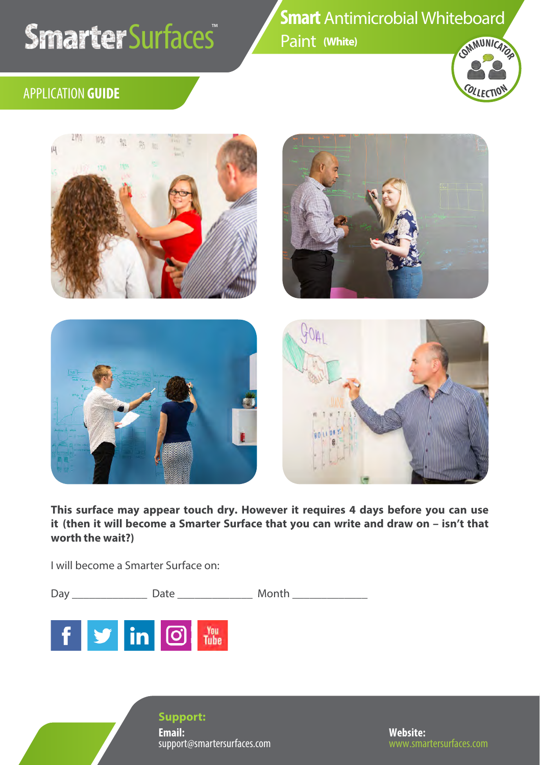# Smarter Surfaces™

## Smart Antimicrobial Whiteboard Paint (White)

COMMUNICATOR COLLECTION

APPLICATION **GUIDE**

**This surface may appear touch dry. However it requires 4 days before you can use it (then it will become a Smarter Surface that you can write and draw on – isn't that worth the wait?)**

I will become a Smarter Surface on:

Day _____________ Date _____________ Month _____________

**Support:**

**Email:**
support@smartersurfaces.com

**Website:**
www.smartersurfaces.com